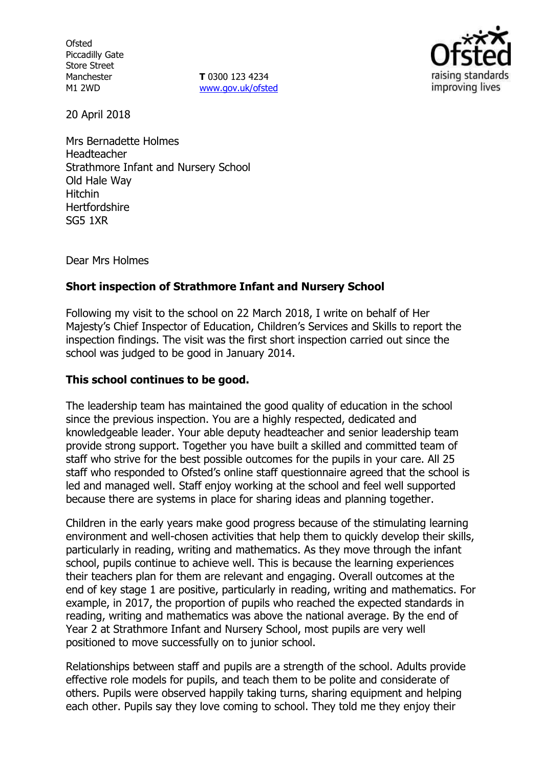Ofsted
Piccadilly Gate
Store Street
Manchester
M1 2WD

**T** 0300 123 4234
www.gov.uk/ofsted

20 April 2018

Mrs Bernadette Holmes
Headteacher
Strathmore Infant and Nursery School
Old Hale Way
Hitchin
Hertfordshire
SG5 1XR

Dear Mrs Holmes

**Short inspection of Strathmore Infant and Nursery School**

Following my visit to the school on 22 March 2018, I write on behalf of Her Majesty's Chief Inspector of Education, Children's Services and Skills to report the inspection findings. The visit was the first short inspection carried out since the school was judged to be good in January 2014.

**This school continues to be good.**

The leadership team has maintained the good quality of education in the school since the previous inspection. You are a highly respected, dedicated and knowledgeable leader. Your able deputy headteacher and senior leadership team provide strong support. Together you have built a skilled and committed team of staff who strive for the best possible outcomes for the pupils in your care. All 25 staff who responded to Ofsted's online staff questionnaire agreed that the school is led and managed well. Staff enjoy working at the school and feel well supported because there are systems in place for sharing ideas and planning together.

Children in the early years make good progress because of the stimulating learning environment and well-chosen activities that help them to quickly develop their skills, particularly in reading, writing and mathematics. As they move through the infant school, pupils continue to achieve well. This is because the learning experiences their teachers plan for them are relevant and engaging. Overall outcomes at the end of key stage 1 are positive, particularly in reading, writing and mathematics. For example, in 2017, the proportion of pupils who reached the expected standards in reading, writing and mathematics was above the national average. By the end of Year 2 at Strathmore Infant and Nursery School, most pupils are very well positioned to move successfully on to junior school.

Relationships between staff and pupils are a strength of the school. Adults provide effective role models for pupils, and teach them to be polite and considerate of others. Pupils were observed happily taking turns, sharing equipment and helping each other. Pupils say they love coming to school. They told me they enjoy their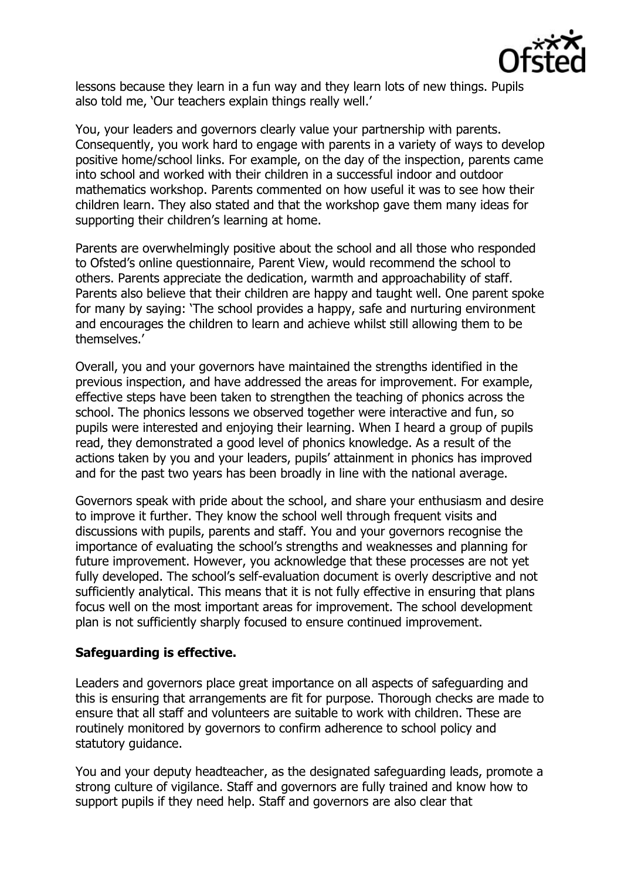lessons because they learn in a fun way and they learn lots of new things. Pupils also told me, 'Our teachers explain things really well.'

You, your leaders and governors clearly value your partnership with parents. Consequently, you work hard to engage with parents in a variety of ways to develop positive home/school links. For example, on the day of the inspection, parents came into school and worked with their children in a successful indoor and outdoor mathematics workshop. Parents commented on how useful it was to see how their children learn. They also stated and that the workshop gave them many ideas for supporting their children's learning at home.

Parents are overwhelmingly positive about the school and all those who responded to Ofsted's online questionnaire, Parent View, would recommend the school to others. Parents appreciate the dedication, warmth and approachability of staff. Parents also believe that their children are happy and taught well. One parent spoke for many by saying: 'The school provides a happy, safe and nurturing environment and encourages the children to learn and achieve whilst still allowing them to be themselves.'

Overall, you and your governors have maintained the strengths identified in the previous inspection, and have addressed the areas for improvement. For example, effective steps have been taken to strengthen the teaching of phonics across the school. The phonics lessons we observed together were interactive and fun, so pupils were interested and enjoying their learning. When I heard a group of pupils read, they demonstrated a good level of phonics knowledge. As a result of the actions taken by you and your leaders, pupils' attainment in phonics has improved and for the past two years has been broadly in line with the national average.

Governors speak with pride about the school, and share your enthusiasm and desire to improve it further. They know the school well through frequent visits and discussions with pupils, parents and staff. You and your governors recognise the importance of evaluating the school's strengths and weaknesses and planning for future improvement. However, you acknowledge that these processes are not yet fully developed. The school's self-evaluation document is overly descriptive and not sufficiently analytical. This means that it is not fully effective in ensuring that plans focus well on the most important areas for improvement. The school development plan is not sufficiently sharply focused to ensure continued improvement.

**Safeguarding is effective.**

Leaders and governors place great importance on all aspects of safeguarding and this is ensuring that arrangements are fit for purpose. Thorough checks are made to ensure that all staff and volunteers are suitable to work with children. These are routinely monitored by governors to confirm adherence to school policy and statutory guidance.

You and your deputy headteacher, as the designated safeguarding leads, promote a strong culture of vigilance. Staff and governors are fully trained and know how to support pupils if they need help. Staff and governors are also clear that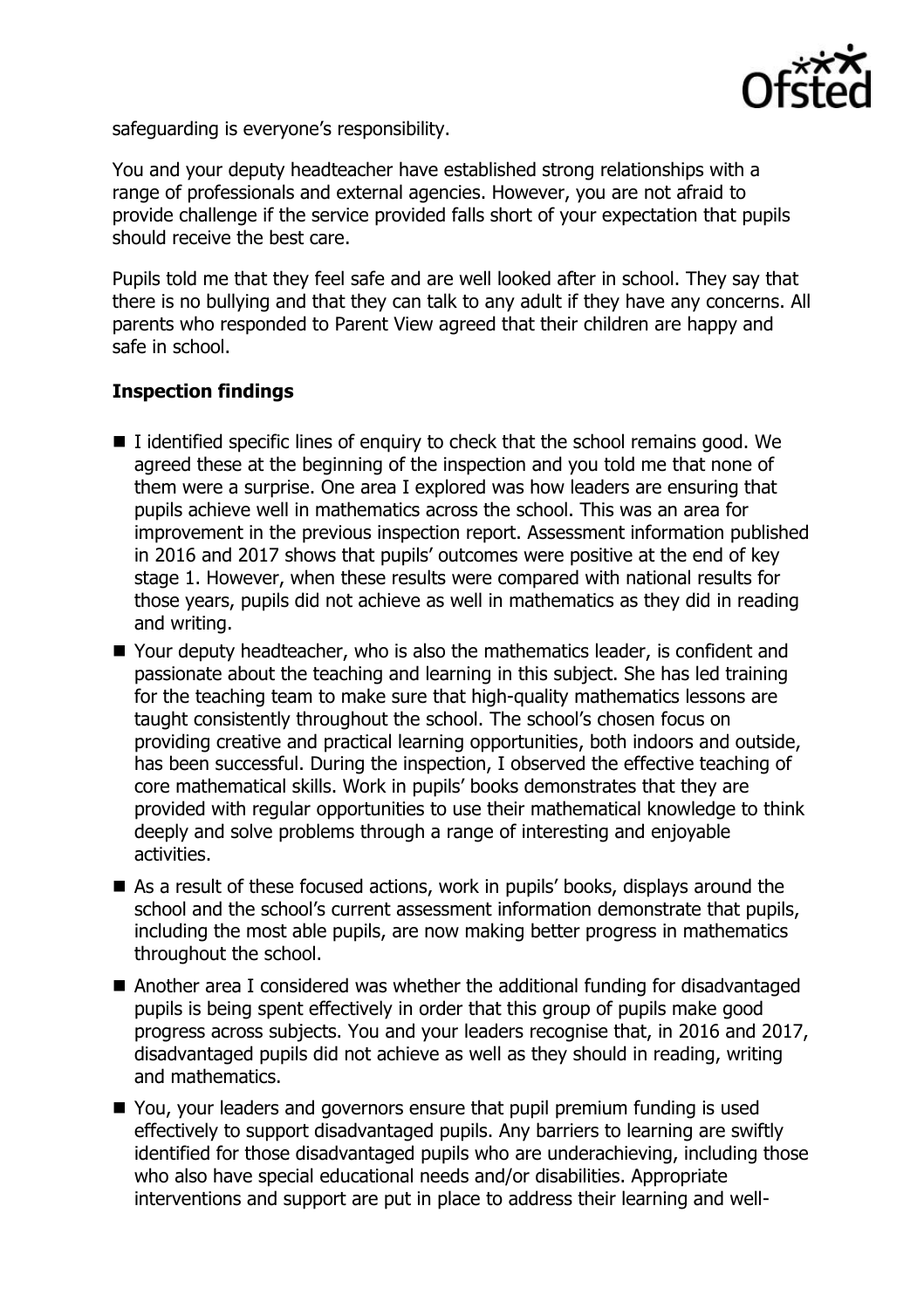safeguarding is everyone's responsibility.

You and your deputy headteacher have established strong relationships with a range of professionals and external agencies. However, you are not afraid to provide challenge if the service provided falls short of your expectation that pupils should receive the best care.

Pupils told me that they feel safe and are well looked after in school. They say that there is no bullying and that they can talk to any adult if they have any concerns. All parents who responded to Parent View agreed that their children are happy and safe in school.

**Inspection findings**

- I identified specific lines of enquiry to check that the school remains good. We agreed these at the beginning of the inspection and you told me that none of them were a surprise. One area I explored was how leaders are ensuring that pupils achieve well in mathematics across the school. This was an area for improvement in the previous inspection report. Assessment information published in 2016 and 2017 shows that pupils' outcomes were positive at the end of key stage 1. However, when these results were compared with national results for those years, pupils did not achieve as well in mathematics as they did in reading and writing.
- Your deputy headteacher, who is also the mathematics leader, is confident and passionate about the teaching and learning in this subject. She has led training for the teaching team to make sure that high-quality mathematics lessons are taught consistently throughout the school. The school's chosen focus on providing creative and practical learning opportunities, both indoors and outside, has been successful. During the inspection, I observed the effective teaching of core mathematical skills. Work in pupils' books demonstrates that they are provided with regular opportunities to use their mathematical knowledge to think deeply and solve problems through a range of interesting and enjoyable activities.
- As a result of these focused actions, work in pupils' books, displays around the school and the school's current assessment information demonstrate that pupils, including the most able pupils, are now making better progress in mathematics throughout the school.
- Another area I considered was whether the additional funding for disadvantaged pupils is being spent effectively in order that this group of pupils make good progress across subjects. You and your leaders recognise that, in 2016 and 2017, disadvantaged pupils did not achieve as well as they should in reading, writing and mathematics.
- You, your leaders and governors ensure that pupil premium funding is used effectively to support disadvantaged pupils. Any barriers to learning are swiftly identified for those disadvantaged pupils who are underachieving, including those who also have special educational needs and/or disabilities. Appropriate interventions and support are put in place to address their learning and well-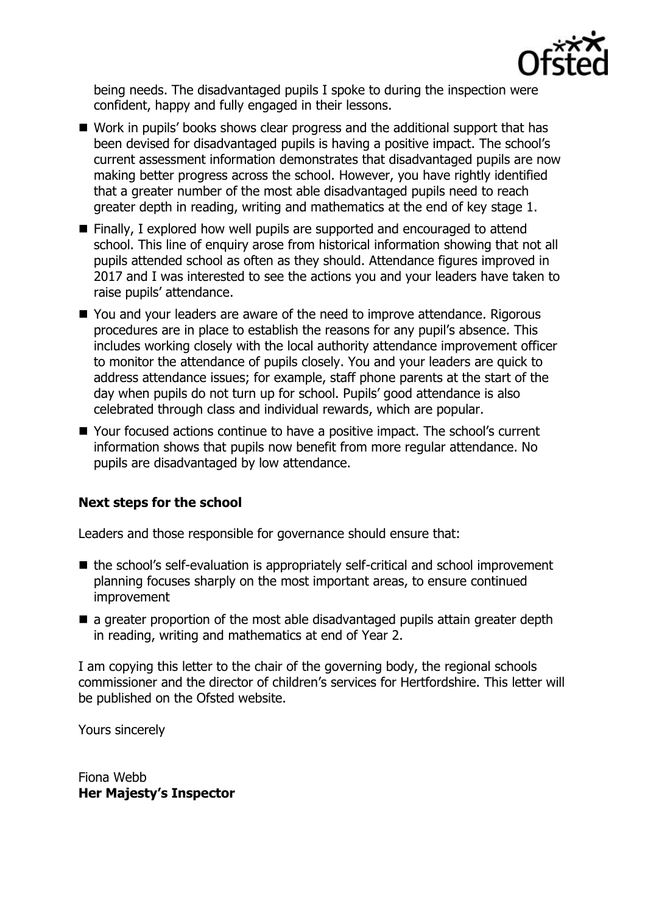being needs. The disadvantaged pupils I spoke to during the inspection were confident, happy and fully engaged in their lessons.

- Work in pupils' books shows clear progress and the additional support that has been devised for disadvantaged pupils is having a positive impact. The school's current assessment information demonstrates that disadvantaged pupils are now making better progress across the school. However, you have rightly identified that a greater number of the most able disadvantaged pupils need to reach greater depth in reading, writing and mathematics at the end of key stage 1.
- Finally, I explored how well pupils are supported and encouraged to attend school. This line of enquiry arose from historical information showing that not all pupils attended school as often as they should. Attendance figures improved in 2017 and I was interested to see the actions you and your leaders have taken to raise pupils' attendance.
- You and your leaders are aware of the need to improve attendance. Rigorous procedures are in place to establish the reasons for any pupil's absence. This includes working closely with the local authority attendance improvement officer to monitor the attendance of pupils closely. You and your leaders are quick to address attendance issues; for example, staff phone parents at the start of the day when pupils do not turn up for school. Pupils' good attendance is also celebrated through class and individual rewards, which are popular.
- Your focused actions continue to have a positive impact. The school's current information shows that pupils now benefit from more regular attendance. No pupils are disadvantaged by low attendance.

## Next steps for the school

Leaders and those responsible for governance should ensure that:

- the school's self-evaluation is appropriately self-critical and school improvement planning focuses sharply on the most important areas, to ensure continued improvement
- a greater proportion of the most able disadvantaged pupils attain greater depth in reading, writing and mathematics at end of Year 2.

I am copying this letter to the chair of the governing body, the regional schools commissioner and the director of children's services for Hertfordshire. This letter will be published on the Ofsted website.

Yours sincerely

Fiona Webb
**Her Majesty's Inspector**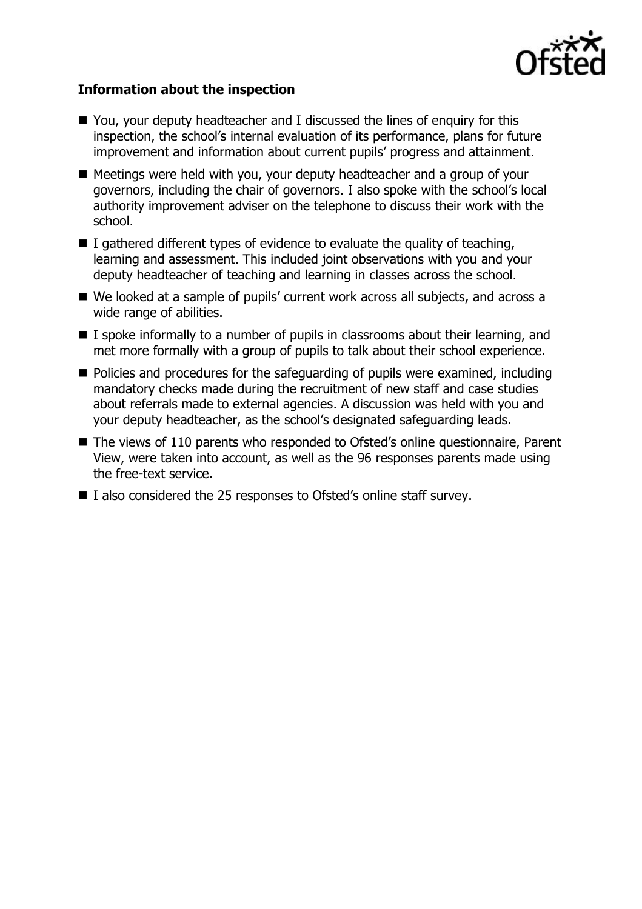**Information about the inspection**

- You, your deputy headteacher and I discussed the lines of enquiry for this inspection, the school's internal evaluation of its performance, plans for future improvement and information about current pupils' progress and attainment.
- Meetings were held with you, your deputy headteacher and a group of your governors, including the chair of governors. I also spoke with the school's local authority improvement adviser on the telephone to discuss their work with the school.
- I gathered different types of evidence to evaluate the quality of teaching, learning and assessment. This included joint observations with you and your deputy headteacher of teaching and learning in classes across the school.
- We looked at a sample of pupils' current work across all subjects, and across a wide range of abilities.
- I spoke informally to a number of pupils in classrooms about their learning, and met more formally with a group of pupils to talk about their school experience.
- Policies and procedures for the safeguarding of pupils were examined, including mandatory checks made during the recruitment of new staff and case studies about referrals made to external agencies. A discussion was held with you and your deputy headteacher, as the school's designated safeguarding leads.
- The views of 110 parents who responded to Ofsted's online questionnaire, Parent View, were taken into account, as well as the 96 responses parents made using the free-text service.
- I also considered the 25 responses to Ofsted's online staff survey.